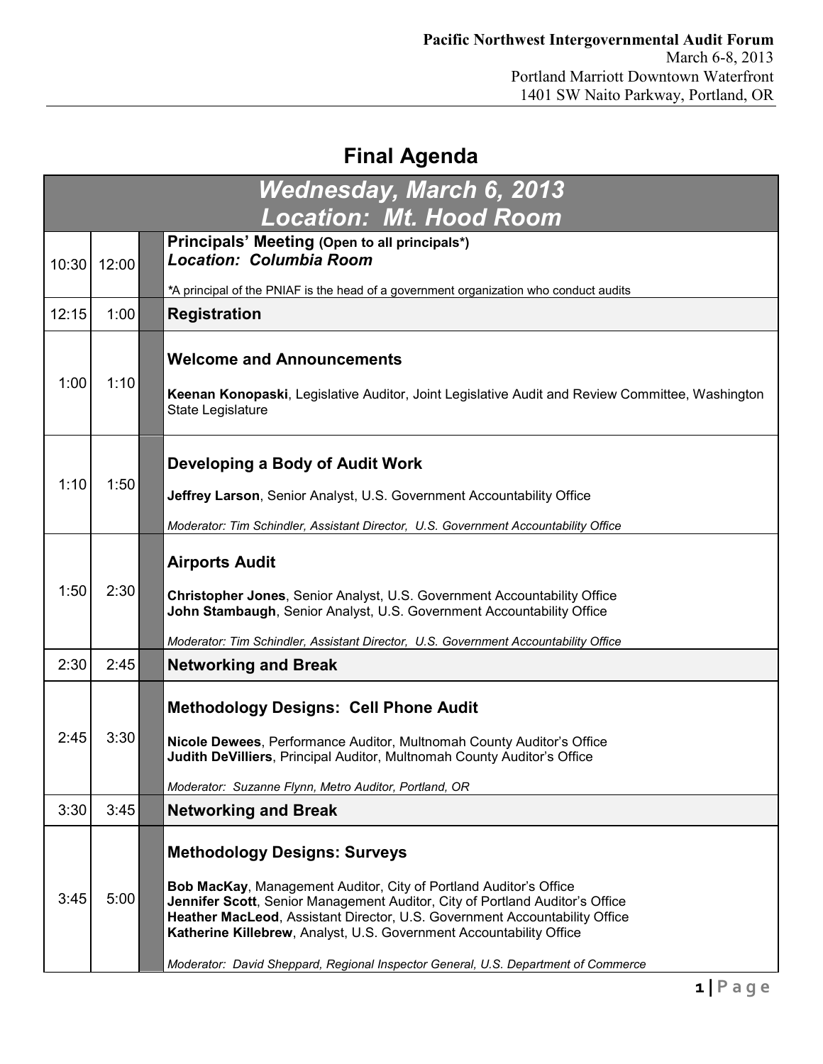**Pacific Northwest Intergovernmental Audit Forum**
March 6-8, 2013
Portland Marriott Downtown Waterfront
1401 SW Naito Parkway, Portland, OR

# Final Agenda

## *Wednesday, March 6, 2013*
## *Location: Mt. Hood Room*

| | | |
|---|---|---|
| 10:30 | 12:00 | **Principals' Meeting (Open to all principals\*)**<br>***Location: Columbia Room***<br><br>\*A principal of the PNIAF is the head of a government organization who conduct audits |
| 12:15 | 1:00 | **Registration** |
| 1:00 | 1:10 | **Welcome and Announcements**<br><br>**Keenan Konopaski**, Legislative Auditor, Joint Legislative Audit and Review Committee, Washington State Legislature |
| 1:10 | 1:50 | **Developing a Body of Audit Work**<br><br>**Jeffrey Larson**, Senior Analyst, U.S. Government Accountability Office<br><br>*Moderator: Tim Schindler, Assistant Director, U.S. Government Accountability Office* |
| 1:50 | 2:30 | **Airports Audit**<br><br>**Christopher Jones**, Senior Analyst, U.S. Government Accountability Office<br>**John Stambaugh**, Senior Analyst, U.S. Government Accountability Office<br><br>*Moderator: Tim Schindler, Assistant Director, U.S. Government Accountability Office* |
| 2:30 | 2:45 | **Networking and Break** |
| 2:45 | 3:30 | **Methodology Designs: Cell Phone Audit**<br><br>**Nicole Dewees**, Performance Auditor, Multnomah County Auditor's Office<br>**Judith DeVilliers**, Principal Auditor, Multnomah County Auditor's Office<br><br>*Moderator: Suzanne Flynn, Metro Auditor, Portland, OR* |
| 3:30 | 3:45 | **Networking and Break** |
| 3:45 | 5:00 | **Methodology Designs: Surveys**<br><br>**Bob MacKay**, Management Auditor, City of Portland Auditor's Office<br>**Jennifer Scott**, Senior Management Auditor, City of Portland Auditor's Office<br>**Heather MacLeod**, Assistant Director, U.S. Government Accountability Office<br>**Katherine Killebrew**, Analyst, U.S. Government Accountability Office<br><br>*Moderator: David Sheppard, Regional Inspector General, U.S. Department of Commerce* |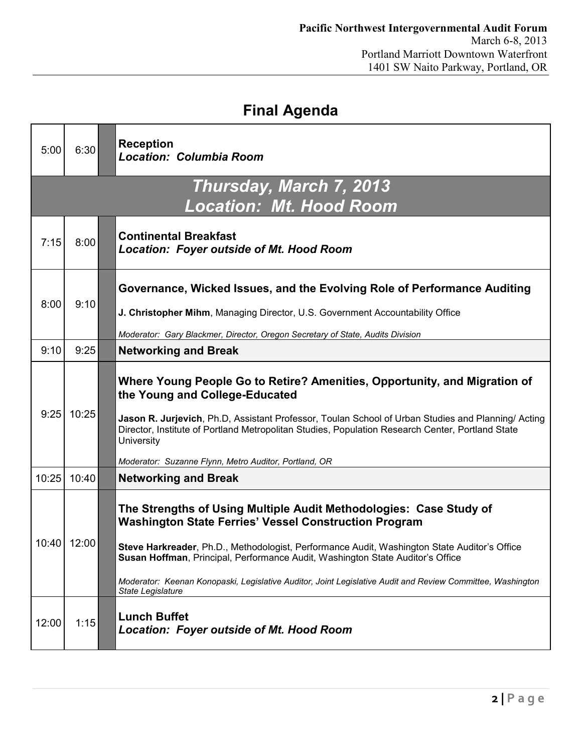# Final Agenda

| | | |
|---|---|---|
| 5:00 | 6:30 | **Reception**<br>***Location: Columbia Room*** |
| | | ***Thursday, March 7, 2013***<br>***Location: Mt. Hood Room*** |
| 7:15 | 8:00 | **Continental Breakfast**<br>***Location: Foyer outside of Mt. Hood Room*** |
| 8:00 | 9:10 | **Governance, Wicked Issues, and the Evolving Role of Performance Auditing**<br>**J. Christopher Mihm**, Managing Director, U.S. Government Accountability Office<br>*Moderator: Gary Blackmer, Director, Oregon Secretary of State, Audits Division* |
| 9:10 | 9:25 | **Networking and Break** |
| 9:25 | 10:25 | **Where Young People Go to Retire? Amenities, Opportunity, and Migration of the Young and College-Educated**<br>**Jason R. Jurjevich**, Ph.D, Assistant Professor, Toulan School of Urban Studies and Planning/ Acting Director, Institute of Portland Metropolitan Studies, Population Research Center, Portland State University<br>*Moderator: Suzanne Flynn, Metro Auditor, Portland, OR* |
| 10:25 | 10:40 | **Networking and Break** |
| 10:40 | 12:00 | **The Strengths of Using Multiple Audit Methodologies: Case Study of Washington State Ferries' Vessel Construction Program**<br>**Steve Harkreader**, Ph.D., Methodologist, Performance Audit, Washington State Auditor's Office<br>**Susan Hoffman**, Principal, Performance Audit, Washington State Auditor's Office<br>*Moderator: Keenan Konopaski, Legislative Auditor, Joint Legislative Audit and Review Committee, Washington State Legislature* |
| 12:00 | 1:15 | **Lunch Buffet**<br>***Location: Foyer outside of Mt. Hood Room*** |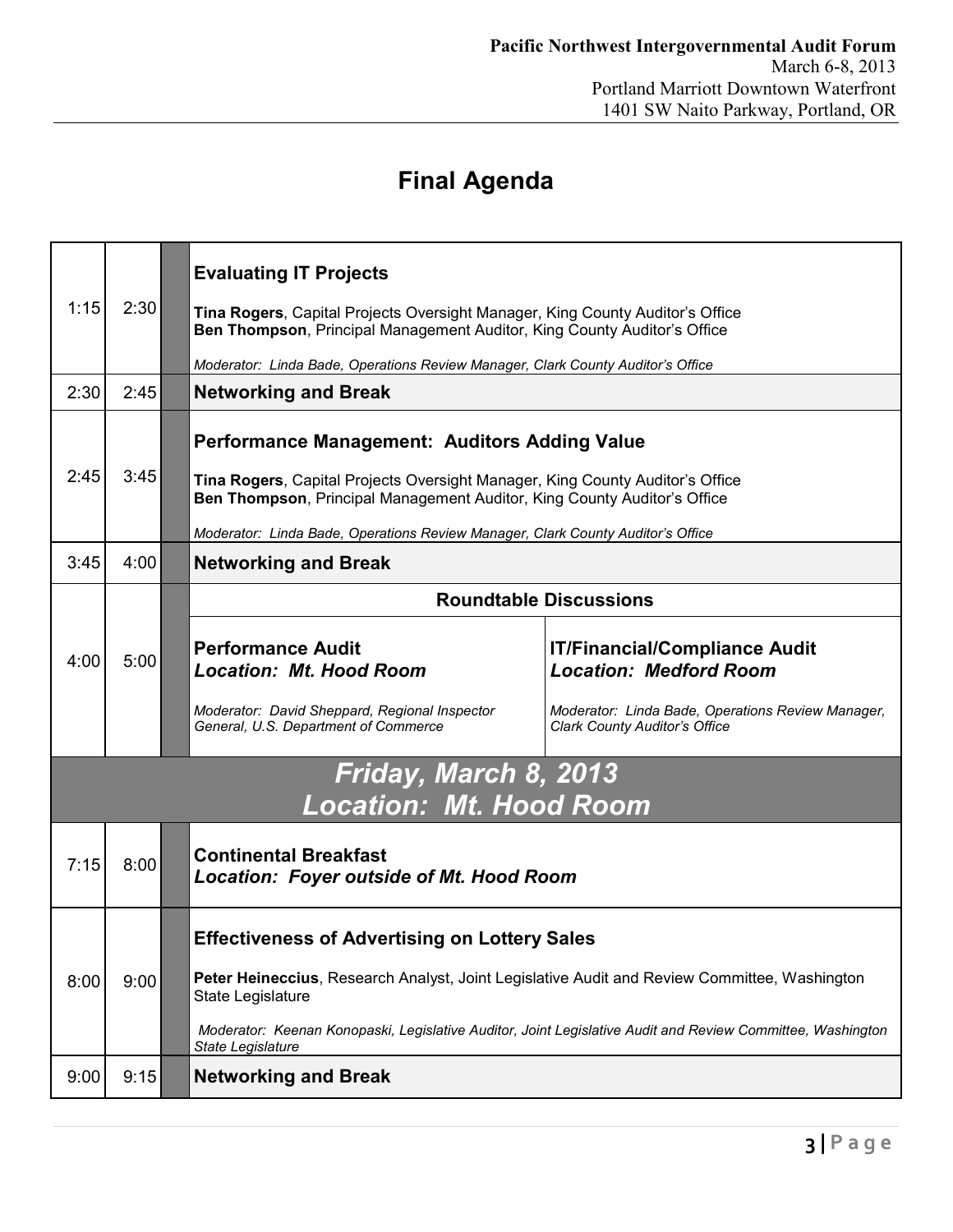# Final Agenda

| | | |
|---|---|---|
| 1:15 | 2:30 | **Evaluating IT Projects**<br><br>**Tina Rogers**, Capital Projects Oversight Manager, King County Auditor's Office<br>**Ben Thompson**, Principal Management Auditor, King County Auditor's Office<br><br>*Moderator: Linda Bade, Operations Review Manager, Clark County Auditor's Office* |
| 2:30 | 2:45 | **Networking and Break** |
| 2:45 | 3:45 | **Performance Management: Auditors Adding Value**<br><br>**Tina Rogers**, Capital Projects Oversight Manager, King County Auditor's Office<br>**Ben Thompson**, Principal Management Auditor, King County Auditor's Office<br><br>*Moderator: Linda Bade, Operations Review Manager, Clark County Auditor's Office* |
| 3:45 | 4:00 | **Networking and Break** |
| 4:00 | 5:00 | **Roundtable Discussions**<br><br>**Performance Audit**<br>***Location: Mt. Hood Room***<br>*Moderator: David Sheppard, Regional Inspector General, U.S. Department of Commerce*<br><br>**IT/Financial/Compliance Audit**<br>***Location: Medford Room***<br>*Moderator: Linda Bade, Operations Review Manager, Clark County Auditor's Office* |

## *Friday, March 8, 2013*
## *Location: Mt. Hood Room*

| | | |
|---|---|---|
| 7:15 | 8:00 | **Continental Breakfast**<br>***Location: Foyer outside of Mt. Hood Room*** |
| 8:00 | 9:00 | **Effectiveness of Advertising on Lottery Sales**<br><br>**Peter Heineccius**, Research Analyst, Joint Legislative Audit and Review Committee, Washington State Legislature<br><br>*Moderator: Keenan Konopaski, Legislative Auditor, Joint Legislative Audit and Review Committee, Washington State Legislature* |
| 9:00 | 9:15 | **Networking and Break** |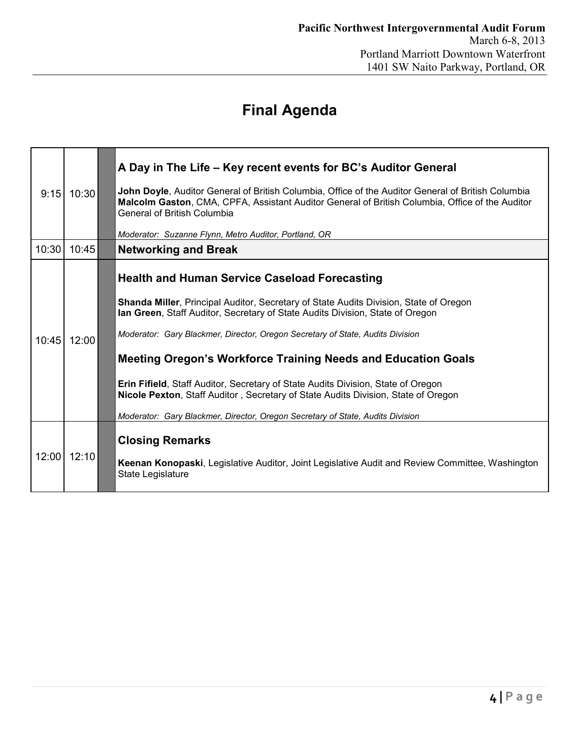# Final Agenda

| | | |
|---|---|---|
| 9:15 | 10:30 | **A Day in The Life – Key recent events for BC's Auditor General**<br><br>**John Doyle**, Auditor General of British Columbia, Office of the Auditor General of British Columbia<br>**Malcolm Gaston**, CMA, CPFA, Assistant Auditor General of British Columbia, Office of the Auditor General of British Columbia<br><br>*Moderator: Suzanne Flynn, Metro Auditor, Portland, OR* |
| 10:30 | 10:45 | **Networking and Break** |
| 10:45 | 12:00 | **Health and Human Service Caseload Forecasting**<br><br>**Shanda Miller**, Principal Auditor, Secretary of State Audits Division, State of Oregon<br>**Ian Green**, Staff Auditor, Secretary of State Audits Division, State of Oregon<br><br>*Moderator: Gary Blackmer, Director, Oregon Secretary of State, Audits Division*<br><br>**Meeting Oregon's Workforce Training Needs and Education Goals**<br><br>**Erin Fifield**, Staff Auditor, Secretary of State Audits Division, State of Oregon<br>**Nicole Pexton**, Staff Auditor , Secretary of State Audits Division, State of Oregon<br><br>*Moderator: Gary Blackmer, Director, Oregon Secretary of State, Audits Division* |
| 12:00 | 12:10 | **Closing Remarks**<br><br>**Keenan Konopaski**, Legislative Auditor, Joint Legislative Audit and Review Committee, Washington State Legislature |